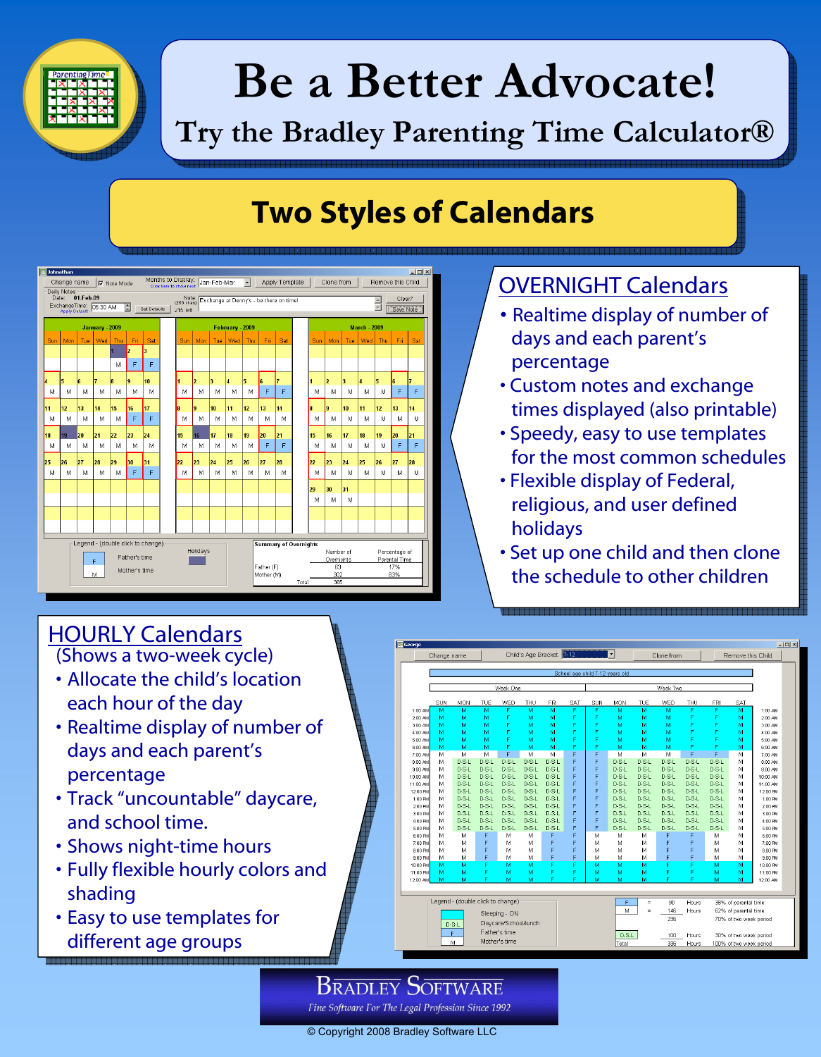# Be a Better Advocate!

## Try the Bradley Parenting Time Calculator®

## Two Styles of Calendars

### OVERNIGHT Calendars

- Realtime display of number of days and each parent's percentage
- Custom notes and exchange times displayed (also printable)
- Speedy, easy to use templates for the most common schedules
- Flexible display of Federal, religious, and user defined holidays
- Set up one child and then clone the schedule to other children

### HOURLY Calendars

(Shows a two-week cycle)

- Allocate the child's location each hour of the day
- Realtime display of number of days and each parent's percentage
- Track "uncountable" daycare, and school time.
- Shows night-time hours
- Fully flexible hourly colors and shading
- Easy to use templates for different age groups

BRADLEY SOFTWARE

*Fine Software For The Legal Profession Since 1992*

© Copyright 2008 Bradley Software LLC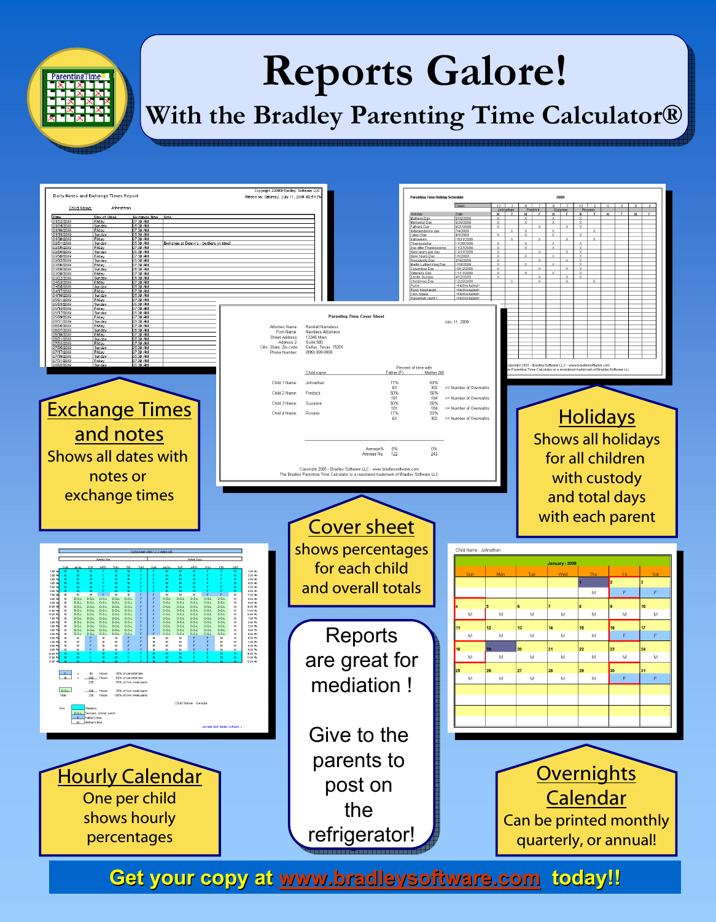# Reports Galore!

## With the Bradley Parenting Time Calculator®

### Exchange Times and notes

Shows all dates with notes or exchange times

### Holidays

Shows all holidays for all children with custody and total days with each parent

### Cover sheet

shows percentages for each child and overall totals

### Hourly Calendar

One per child shows hourly percentages

Reports are great for mediation !

Give to the parents to post on the refrigerator!

### Overnights Calendar

Can be printed monthly quarterly, or annual!

**Get your copy at www.bradleysoftware.com today!!**